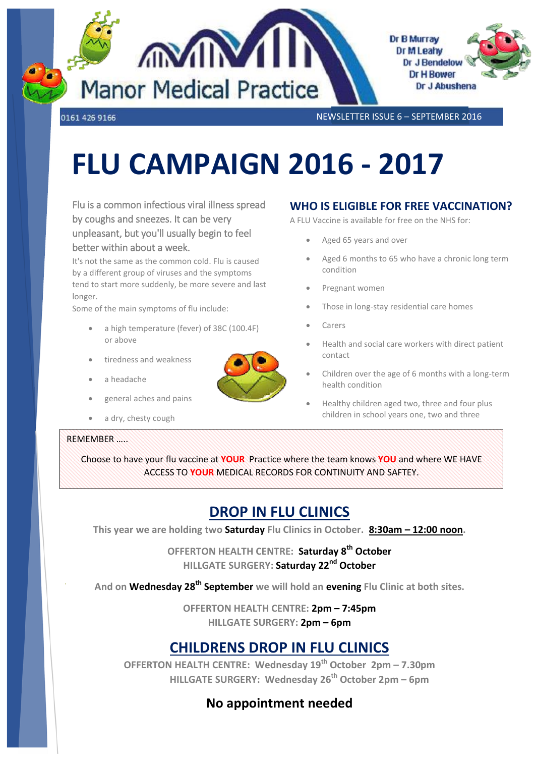Manor Medical Practice

Dr B Murray
Dr M Leahy
Dr J Bendelow
Dr H Bower
Dr J Abushena

0161 426 9166

NEWSLETTER ISSUE 6 – SEPTEMBER 2016

# FLU CAMPAIGN 2016 - 2017

Flu is a common infectious viral illness spread by coughs and sneezes. It can be very unpleasant, but you'll usually begin to feel better within about a week.

It's not the same as the common cold. Flu is caused by a different group of viruses and the symptoms tend to start more suddenly, be more severe and last longer.

Some of the main symptoms of flu include:

- a high temperature (fever) of 38C (100.4F) or above
- tiredness and weakness
- a headache
- general aches and pains
- a dry, chesty cough

## WHO IS ELIGIBLE FOR FREE VACCINATION?

A FLU Vaccine is available for free on the NHS for:

- Aged 65 years and over
- Aged 6 months to 65 who have a chronic long term condition
- Pregnant women
- Those in long-stay residential care homes
- Carers
- Health and social care workers with direct patient contact
- Children over the age of 6 months with a long-term health condition
- Healthy children aged two, three and four plus children in school years one, two and three

REMEMBER .....

Choose to have your flu vaccine at **YOUR** Practice where the team knows **YOU** and where WE HAVE ACCESS TO **YOUR** MEDICAL RECORDS FOR CONTINUITY AND SAFTEY.

## DROP IN FLU CLINICS

This year we are holding two **Saturday** Flu Clinics in October. **8:30am – 12:00 noon**.

OFFERTON HEALTH CENTRE: **Saturday 8th October**
HILLGATE SURGERY: **Saturday 22nd October**

And on **Wednesday 28th September** we will hold an **evening** Flu Clinic at both sites.

OFFERTON HEALTH CENTRE: **2pm – 7:45pm**
HILLGATE SURGERY: **2pm – 6pm**

## CHILDRENS DROP IN FLU CLINICS

OFFERTON HEALTH CENTRE: Wednesday 19th October 2pm – 7.30pm
HILLGATE SURGERY: Wednesday 26th October 2pm – 6pm

**No appointment needed**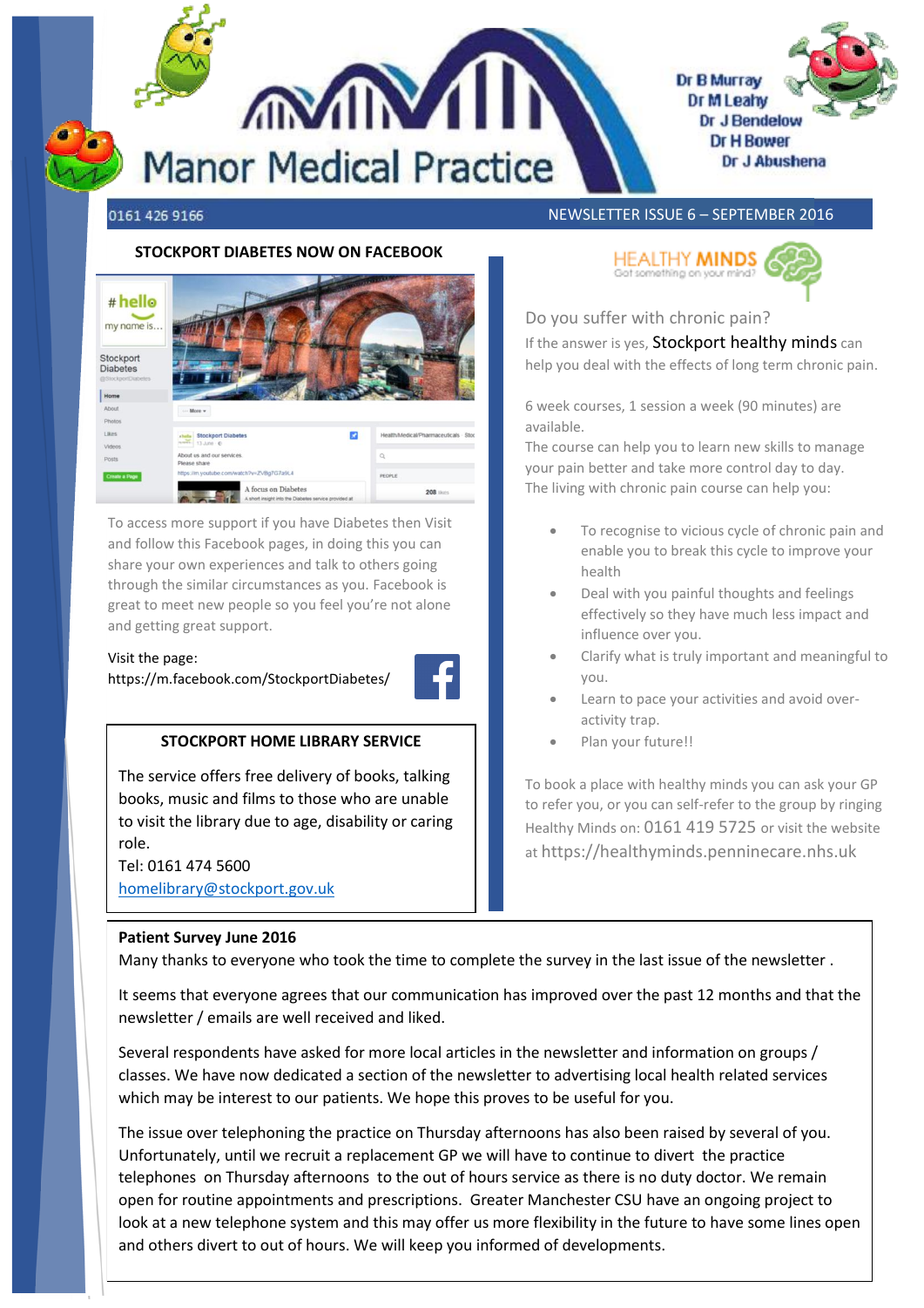# Manor Medical Practice

Dr B Murray
Dr M Leahy
Dr J Bendelow
Dr H Bower
Dr J Abushena

0161 426 9166

NEWSLETTER ISSUE 6 – SEPTEMBER 2016

## STOCKPORT DIABETES NOW ON FACEBOOK

To access more support if you have Diabetes then Visit and follow this Facebook pages, in doing this you can share your own experiences and talk to others going through the similar circumstances as you. Facebook is great to meet new people so you feel you're not alone and getting great support.

Visit the page:
https://m.facebook.com/StockportDiabetes/

## STOCKPORT HOME LIBRARY SERVICE

The service offers free delivery of books, talking books, music and films to those who are unable to visit the library due to age, disability or caring role.
Tel: 0161 474 5600
homelibrary@stockport.gov.uk

## HEALTHY MINDS

Got something on your mind?

Do you suffer with chronic pain?

If the answer is yes, Stockport healthy minds can help you deal with the effects of long term chronic pain.

6 week courses, 1 session a week (90 minutes) are available.

The course can help you to learn new skills to manage your pain better and take more control day to day.
The living with chronic pain course can help you:

- To recognise to vicious cycle of chronic pain and enable you to break this cycle to improve your health
- Deal with you painful thoughts and feelings effectively so they have much less impact and influence over you.
- Clarify what is truly important and meaningful to you.
- Learn to pace your activities and avoid over-activity trap.
- Plan your future!!

To book a place with healthy minds you can ask your GP to refer you, or you can self-refer to the group by ringing Healthy Minds on: 0161 419 5725 or visit the website at https://healthyminds.penninecare.nhs.uk

## Patient Survey June 2016

Many thanks to everyone who took the time to complete the survey in the last issue of the newsletter .

It seems that everyone agrees that our communication has improved over the past 12 months and that the newsletter / emails are well received and liked.

Several respondents have asked for more local articles in the newsletter and information on groups / classes. We have now dedicated a section of the newsletter to advertising local health related services which may be interest to our patients. We hope this proves to be useful for you.

The issue over telephoning the practice on Thursday afternoons has also been raised by several of you. Unfortunately, until we recruit a replacement GP we will have to continue to divert the practice telephones on Thursday afternoons to the out of hours service as there is no duty doctor. We remain open for routine appointments and prescriptions. Greater Manchester CSU have an ongoing project to look at a new telephone system and this may offer us more flexibility in the future to have some lines open and others divert to out of hours. We will keep you informed of developments.